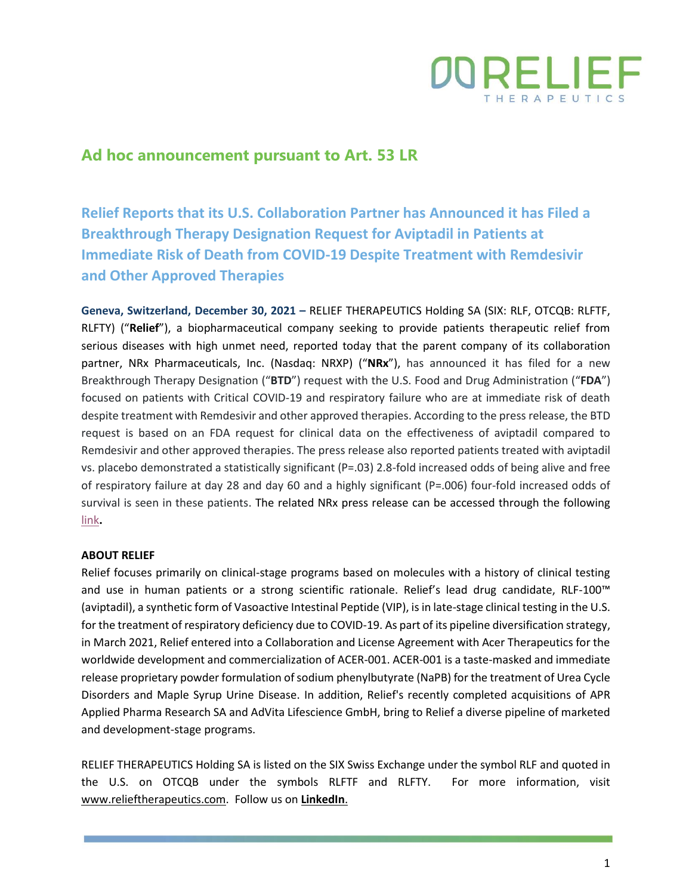## Ad hoc announcement pursuant to Art. 53 LR

# Relief Reports that its U.S. Collaboration Partner has Announced it has Filed a Breakthrough Therapy Designation Request for Aviptadil in Patients at Immediate Risk of Death from COVID-19 Despite Treatment with Remdesivir and Other Approved Therapies

**Geneva, Switzerland, December 30, 2021 –** RELIEF THERAPEUTICS Holding SA (SIX: RLF, OTCQB: RLFTF, RLFTY) ("**Relief**"), a biopharmaceutical company seeking to provide patients therapeutic relief from serious diseases with high unmet need, reported today that the parent company of its collaboration partner, NRx Pharmaceuticals, Inc. (Nasdaq: NRXP) ("**NRx**"), has announced it has filed for a new Breakthrough Therapy Designation ("**BTD**") request with the U.S. Food and Drug Administration ("**FDA**") focused on patients with Critical COVID-19 and respiratory failure who are at immediate risk of death despite treatment with Remdesivir and other approved therapies. According to the press release, the BTD request is based on an FDA request for clinical data on the effectiveness of aviptadil compared to Remdesivir and other approved therapies. The press release also reported patients treated with aviptadil vs. placebo demonstrated a statistically significant (P=.03) 2.8-fold increased odds of being alive and free of respiratory failure at day 28 and day 60 and a highly significant (P=.006) four-fold increased odds of survival is seen in these patients. The related NRx press release can be accessed through the following link**.**

**ABOUT RELIEF**

Relief focuses primarily on clinical-stage programs based on molecules with a history of clinical testing and use in human patients or a strong scientific rationale. Relief's lead drug candidate, RLF-100™ (aviptadil), a synthetic form of Vasoactive Intestinal Peptide (VIP), is in late-stage clinical testing in the U.S. for the treatment of respiratory deficiency due to COVID-19. As part of its pipeline diversification strategy, in March 2021, Relief entered into a Collaboration and License Agreement with Acer Therapeutics for the worldwide development and commercialization of ACER-001. ACER-001 is a taste-masked and immediate release proprietary powder formulation of sodium phenylbutyrate (NaPB) for the treatment of Urea Cycle Disorders and Maple Syrup Urine Disease. In addition, Relief's recently completed acquisitions of APR Applied Pharma Research SA and AdVita Lifescience GmbH, bring to Relief a diverse pipeline of marketed and development-stage programs.

RELIEF THERAPEUTICS Holding SA is listed on the SIX Swiss Exchange under the symbol RLF and quoted in the U.S. on OTCQB under the symbols RLFTF and RLFTY. For more information, visit www.relieftherapeutics.com. Follow us on **LinkedIn**.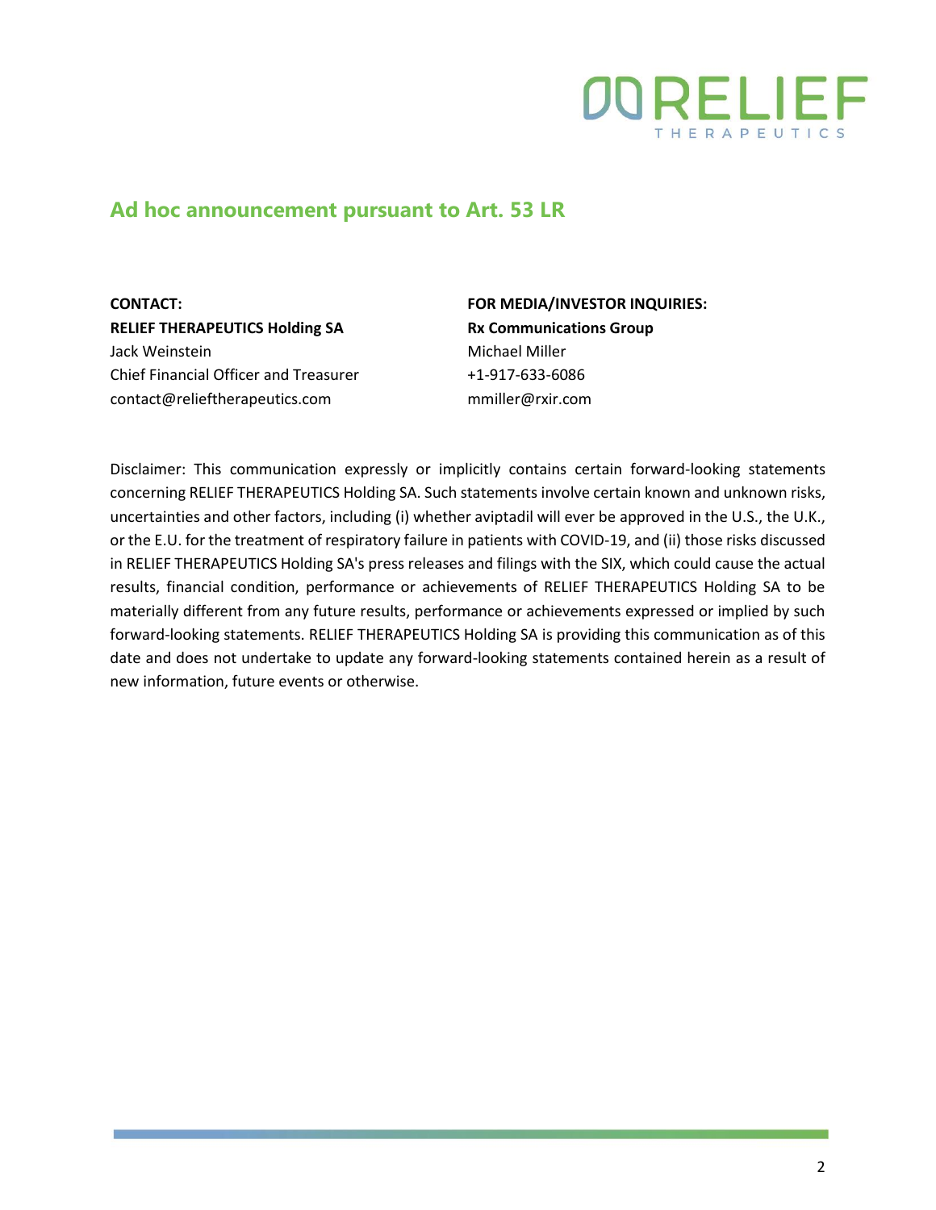## Ad hoc announcement pursuant to Art. 53 LR

**CONTACT:**
**RELIEF THERAPEUTICS Holding SA**
Jack Weinstein
Chief Financial Officer and Treasurer
contact@relieftherapeutics.com

**FOR MEDIA/INVESTOR INQUIRIES:**
**Rx Communications Group**
Michael Miller
+1-917-633-6086
mmiller@rxir.com

Disclaimer: This communication expressly or implicitly contains certain forward-looking statements concerning RELIEF THERAPEUTICS Holding SA. Such statements involve certain known and unknown risks, uncertainties and other factors, including (i) whether aviptadil will ever be approved in the U.S., the U.K., or the E.U. for the treatment of respiratory failure in patients with COVID-19, and (ii) those risks discussed in RELIEF THERAPEUTICS Holding SA's press releases and filings with the SIX, which could cause the actual results, financial condition, performance or achievements of RELIEF THERAPEUTICS Holding SA to be materially different from any future results, performance or achievements expressed or implied by such forward-looking statements. RELIEF THERAPEUTICS Holding SA is providing this communication as of this date and does not undertake to update any forward-looking statements contained herein as a result of new information, future events or otherwise.